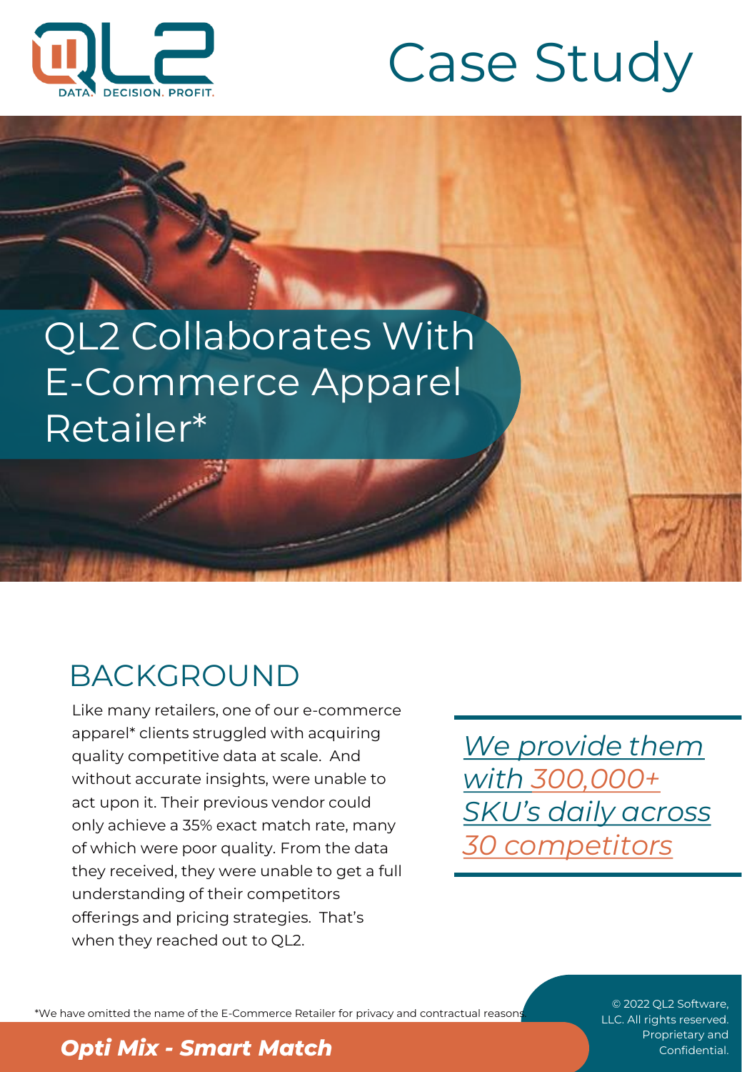# Case Study

## QL2 Collaborates With E-Commerce Apparel Retailer*

## BACKGROUND

Like many retailers, one of our e-commerce apparel* clients struggled with acquiring quality competitive data at scale. And without accurate insights, were unable to act upon it. Their previous vendor could only achieve a 35% exact match rate, many of which were poor quality. From the data they received, they were unable to get a full understanding of their competitors offerings and pricing strategies. That's when they reached out to QL2.

*We provide them with 300,000+ SKU's daily across 30 competitors*

*We have omitted the name of the E-Commerce Retailer for privacy and contractual reasons.

***Opti Mix - Smart Match***

© 2022 QL2 Software, LLC. All rights reserved. Proprietary and Confidential.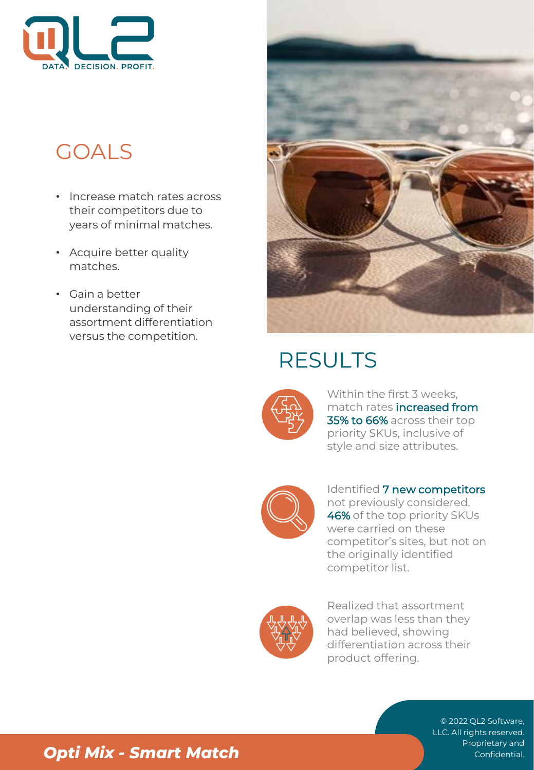## GOALS

- Increase match rates across their competitors due to years of minimal matches.
- Acquire better quality matches.
- Gain a better understanding of their assortment differentiation versus the competition.

## RESULTS

Within the first 3 weeks, match rates **increased from 35% to 66%** across their top priority SKUs, inclusive of style and size attributes.

Identified **7 new competitors** not previously considered. **46%** of the top priority SKUs were carried on these competitor's sites, but not on the originally identified competitor list.

Realized that assortment overlap was less than they had believed, showing differentiation across their product offering.

***Opti Mix - Smart Match***

© 2022 QL2 Software, LLC. All rights reserved. Proprietary and Confidential.